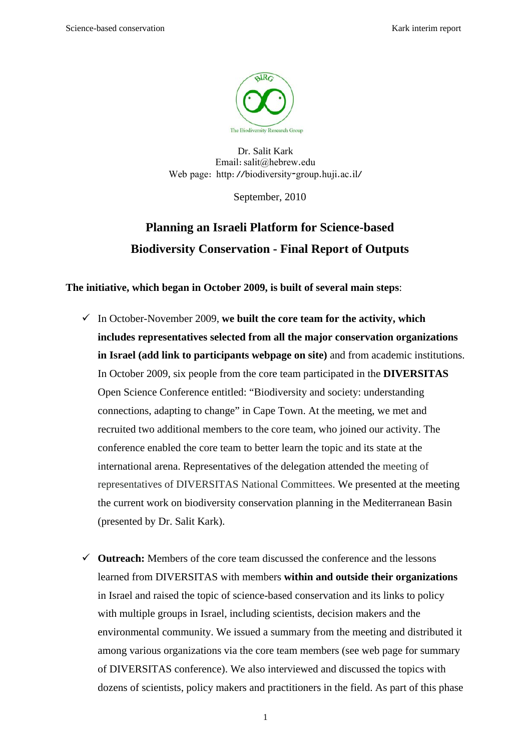Dr. Salit Kark
Email: salit@hebrew.edu
Web page: http: //biodiversity-group.huji.ac.il/

September, 2010

# Planning an Israeli Platform for Science-based Biodiversity Conservation - Final Report of Outputs

**The initiative, which began in October 2009, is built of several main steps**:

- ✓ In October-November 2009, **we built the core team for the activity, which includes representatives selected from all the major conservation organizations in Israel (add link to participants webpage on site)** and from academic institutions. In October 2009, six people from the core team participated in the **DIVERSITAS** Open Science Conference entitled: "Biodiversity and society: understanding connections, adapting to change" in Cape Town. At the meeting, we met and recruited two additional members to the core team, who joined our activity. The conference enabled the core team to better learn the topic and its state at the international arena. Representatives of the delegation attended the meeting of representatives of DIVERSITAS National Committees. We presented at the meeting the current work on biodiversity conservation planning in the Mediterranean Basin (presented by Dr. Salit Kark).

- ✓ **Outreach:** Members of the core team discussed the conference and the lessons learned from DIVERSITAS with members **within and outside their organizations** in Israel and raised the topic of science-based conservation and its links to policy with multiple groups in Israel, including scientists, decision makers and the environmental community. We issued a summary from the meeting and distributed it among various organizations via the core team members (see web page for summary of DIVERSITAS conference). We also interviewed and discussed the topics with dozens of scientists, policy makers and practitioners in the field. As part of this phase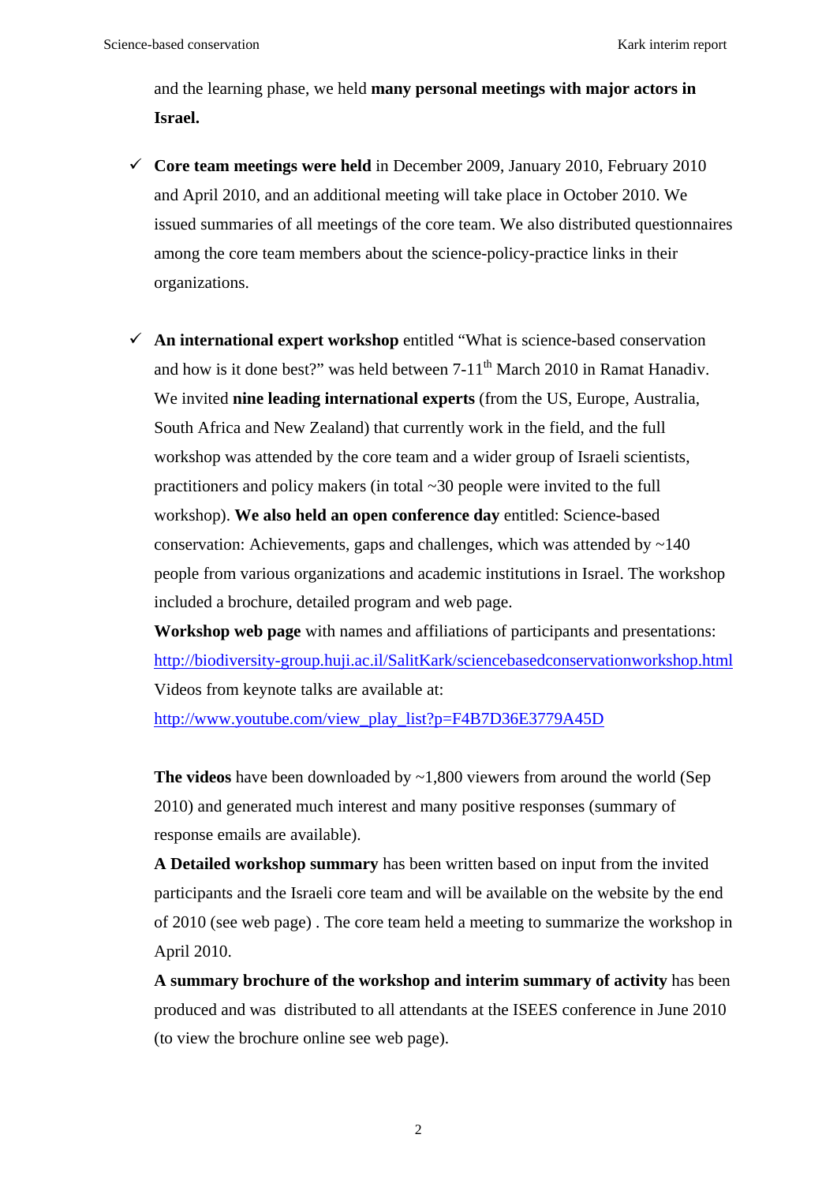and the learning phase, we held **many personal meetings with major actors in Israel.**

- ✓ **Core team meetings were held** in December 2009, January 2010, February 2010 and April 2010, and an additional meeting will take place in October 2010. We issued summaries of all meetings of the core team. We also distributed questionnaires among the core team members about the science-policy-practice links in their organizations.

- ✓ **An international expert workshop** entitled "What is science-based conservation and how is it done best?" was held between 7-11th March 2010 in Ramat Hanadiv. We invited **nine leading international experts** (from the US, Europe, Australia, South Africa and New Zealand) that currently work in the field, and the full workshop was attended by the core team and a wider group of Israeli scientists, practitioners and policy makers (in total ~30 people were invited to the full workshop). **We also held an open conference day** entitled: Science-based conservation: Achievements, gaps and challenges, which was attended by ~140 people from various organizations and academic institutions in Israel. The workshop included a brochure, detailed program and web page.

  **Workshop web page** with names and affiliations of participants and presentations: http://biodiversity-group.huji.ac.il/SalitKark/sciencebasedconservationworkshop.html

  Videos from keynote talks are available at:
  http://www.youtube.com/view_play_list?p=F4B7D36E3779A45D

  **The videos** have been downloaded by ~1,800 viewers from around the world (Sep 2010) and generated much interest and many positive responses (summary of response emails are available).

  **A Detailed workshop summary** has been written based on input from the invited participants and the Israeli core team and will be available on the website by the end of 2010 (see web page) . The core team held a meeting to summarize the workshop in April 2010.

  **A summary brochure of the workshop and interim summary of activity** has been produced and was distributed to all attendants at the ISEES conference in June 2010 (to view the brochure online see web page).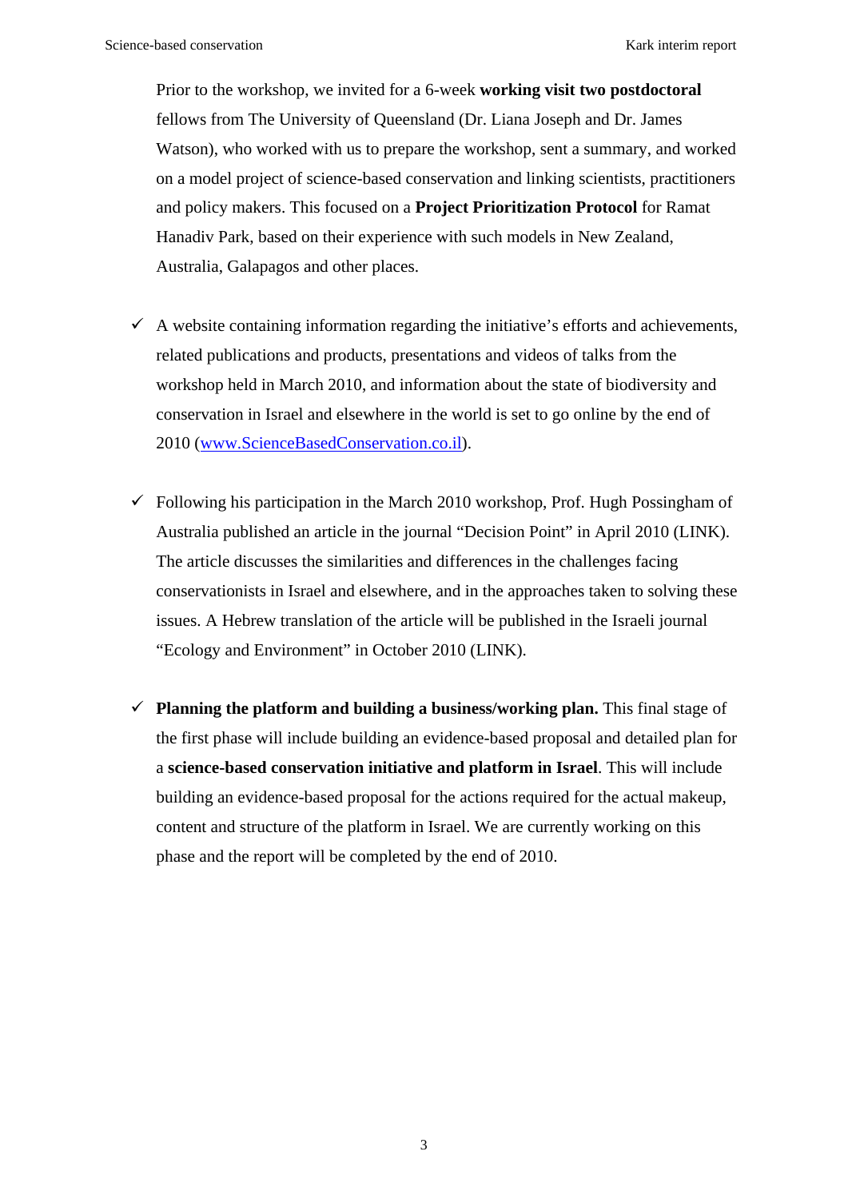Prior to the workshop, we invited for a 6-week **working visit two postdoctoral** fellows from The University of Queensland (Dr. Liana Joseph and Dr. James Watson), who worked with us to prepare the workshop, sent a summary, and worked on a model project of science-based conservation and linking scientists, practitioners and policy makers. This focused on a **Project Prioritization Protocol** for Ramat Hanadiv Park, based on their experience with such models in New Zealand, Australia, Galapagos and other places.

- ✓ A website containing information regarding the initiative's efforts and achievements, related publications and products, presentations and videos of talks from the workshop held in March 2010, and information about the state of biodiversity and conservation in Israel and elsewhere in the world is set to go online by the end of 2010 (www.ScienceBasedConservation.co.il).

- ✓ Following his participation in the March 2010 workshop, Prof. Hugh Possingham of Australia published an article in the journal "Decision Point" in April 2010 (LINK). The article discusses the similarities and differences in the challenges facing conservationists in Israel and elsewhere, and in the approaches taken to solving these issues. A Hebrew translation of the article will be published in the Israeli journal "Ecology and Environment" in October 2010 (LINK).

- ✓ **Planning the platform and building a business/working plan.** This final stage of the first phase will include building an evidence-based proposal and detailed plan for a **science-based conservation initiative and platform in Israel**. This will include building an evidence-based proposal for the actions required for the actual makeup, content and structure of the platform in Israel. We are currently working on this phase and the report will be completed by the end of 2010.